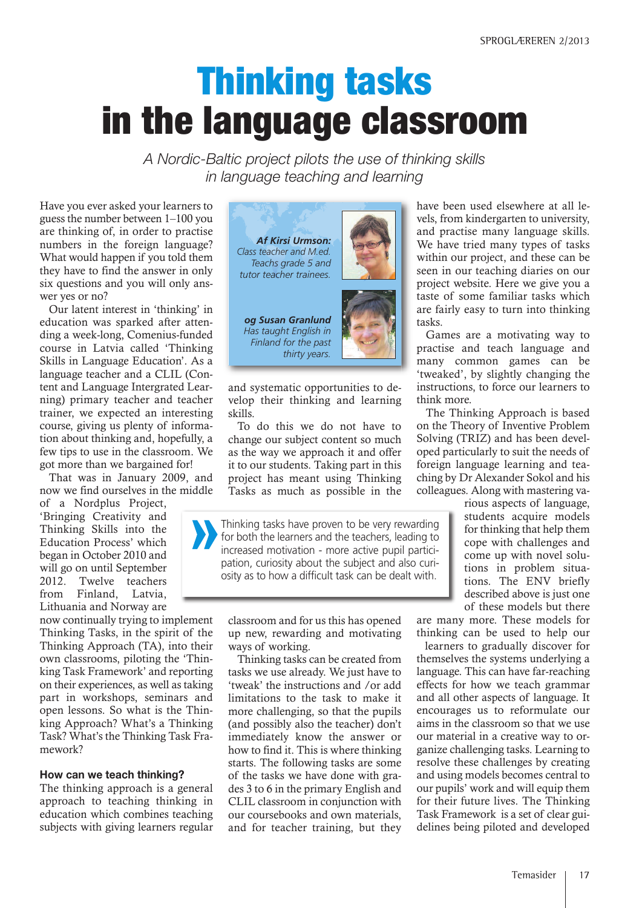# Thinking tasks in the language classroom

*A Nordic-Baltic project pilots the use of thinking skills in language teaching and learning*

***Af Kirsi Urmson:*** *Class teacher and M.ed. Teachs grade 5 and tutor teacher trainees.*

***og Susan Granlund*** *Has taught English in Finland for the past thirty years.*

Have you ever asked your learners to guess the number between 1–100 you are thinking of, in order to practise numbers in the foreign language? What would happen if you told them they have to find the answer in only six questions and you will only answer yes or no?

Our latent interest in 'thinking' in education was sparked after attending a week-long, Comenius-funded course in Latvia called 'Thinking Skills in Language Education'. As a language teacher and a CLIL (Content and Language Intergrated Learning) primary teacher and teacher trainer, we expected an interesting course, giving us plenty of information about thinking and, hopefully, a few tips to use in the classroom. We got more than we bargained for!

That was in January 2009, and now we find ourselves in the middle of a Nordplus Project, 'Bringing Creativity and Thinking Skills into the Education Process' which began in October 2010 and will go on until September 2012. Twelve teachers from Finland, Latvia, Lithuania and Norway are now continually trying to implement Thinking Tasks, in the spirit of the Thinking Approach (TA), into their own classrooms, piloting the 'Thinking Task Framework' and reporting on their experiences, as well as taking part in workshops, seminars and open lessons. So what is the Thinking Approach? What's a Thinking Task? What's the Thinking Task Framework?

> Thinking tasks have proven to be very rewarding for both the learners and the teachers, leading to increased motivation - more active pupil participation, curiosity about the subject and also curiosity as to how a difficult task can be dealt with.

### How can we teach thinking?

The thinking approach is a general approach to teaching thinking in education which combines teaching subjects with giving learners regular and systematic opportunities to develop their thinking and learning skills.

To do this we do not have to change our subject content so much as the way we approach it and offer it to our students. Taking part in this project has meant using Thinking Tasks as much as possible in the classroom and for us this has opened up new, rewarding and motivating ways of working.

Thinking tasks can be created from tasks we use already. We just have to 'tweak' the instructions and /or add limitations to the task to make it more challenging, so that the pupils (and possibly also the teacher) don't immediately know the answer or how to find it. This is where thinking starts. The following tasks are some of the tasks we have done with grades 3 to 6 in the primary English and CLIL classroom in conjunction with our coursebooks and own materials, and for teacher training, but they have been used elsewhere at all levels, from kindergarten to university, and practise many language skills. We have tried many types of tasks within our project, and these can be seen in our teaching diaries on our project website. Here we give you a taste of some familiar tasks which are fairly easy to turn into thinking tasks.

Games are a motivating way to practise and teach language and many common games can be 'tweaked', by slightly changing the instructions, to force our learners to think more.

The Thinking Approach is based on the Theory of Inventive Problem Solving (TRIZ) and has been developed particularly to suit the needs of foreign language learning and teaching by Dr Alexander Sokol and his colleagues. Along with mastering various aspects of language, students acquire models for thinking that help them cope with challenges and come up with novel solutions in problem situations. The ENV briefly described above is just one of these models but there are many more. These models for thinking can be used to help our learners to gradually discover for themselves the systems underlying a language. This can have far-reaching effects for how we teach grammar and all other aspects of language. It encourages us to reformulate our aims in the classroom so that we use our material in a creative way to organize challenging tasks. Learning to resolve these challenges by creating and using models becomes central to our pupils' work and will equip them for their future lives. The Thinking Task Framework is a set of clear guidelines being piloted and developed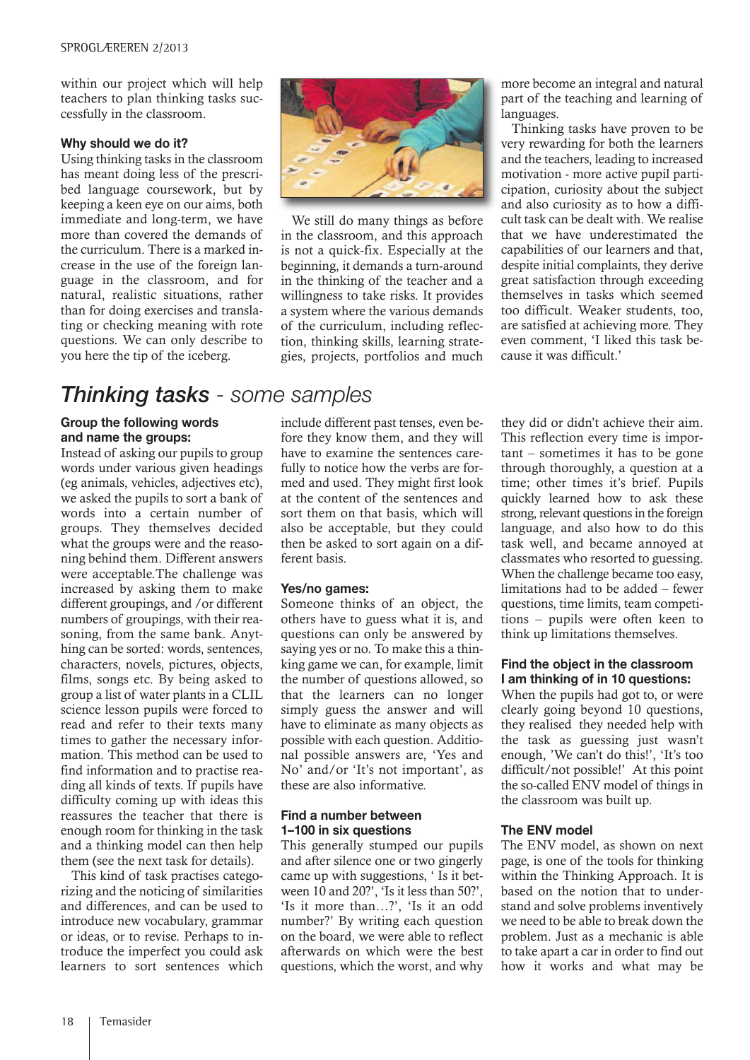within our project which will help teachers to plan thinking tasks successfully in the classroom.

**Why should we do it?**

Using thinking tasks in the classroom has meant doing less of the prescribed language coursework, but by keeping a keen eye on our aims, both immediate and long-term, we have more than covered the demands of the curriculum. There is a marked increase in the use of the foreign language in the classroom, and for natural, realistic situations, rather than for doing exercises and translating or checking meaning with rote questions. We can only describe to you here the tip of the iceberg.

We still do many things as before in the classroom, and this approach is not a quick-fix. Especially at the beginning, it demands a turn-around in the thinking of the teacher and a willingness to take risks. It provides a system where the various demands of the curriculum, including reflection, thinking skills, learning strategies, projects, portfolios and much more become an integral and natural part of the teaching and learning of languages.

Thinking tasks have proven to be very rewarding for both the learners and the teachers, leading to increased motivation - more active pupil participation, curiosity about the subject and also curiosity as to how a difficult task can be dealt with. We realise that we have underestimated the capabilities of our learners and that, despite initial complaints, they derive great satisfaction through exceeding themselves in tasks which seemed too difficult. Weaker students, too, are satisfied at achieving more. They even comment, 'I liked this task because it was difficult.'

## *Thinking tasks* - *some samples*

**Group the following words and name the groups:**

Instead of asking our pupils to group words under various given headings (eg animals, vehicles, adjectives etc), we asked the pupils to sort a bank of words into a certain number of groups. They themselves decided what the groups were and the reasoning behind them. Different answers were acceptable.The challenge was increased by asking them to make different groupings, and /or different numbers of groupings, with their reasoning, from the same bank. Anything can be sorted: words, sentences, characters, novels, pictures, objects, films, songs etc. By being asked to group a list of water plants in a CLIL science lesson pupils were forced to read and refer to their texts many times to gather the necessary information. This method can be used to find information and to practise reading all kinds of texts. If pupils have difficulty coming up with ideas this reassures the teacher that there is enough room for thinking in the task and a thinking model can then help them (see the next task for details).

This kind of task practises categorizing and the noticing of similarities and differences, and can be used to introduce new vocabulary, grammar or ideas, or to revise. Perhaps to introduce the imperfect you could ask learners to sort sentences which include different past tenses, even before they know them, and they will have to examine the sentences carefully to notice how the verbs are formed and used. They might first look at the content of the sentences and sort them on that basis, which will also be acceptable, but they could then be asked to sort again on a different basis.

**Yes/no games:**

Someone thinks of an object, the others have to guess what it is, and questions can only be answered by saying yes or no. To make this a thinking game we can, for example, limit the number of questions allowed, so that the learners can no longer simply guess the answer and will have to eliminate as many objects as possible with each question. Additional possible answers are, 'Yes and No' and/or 'It's not important', as these are also informative.

**Find a number between 1–100 in six questions**

This generally stumped our pupils and after silence one or two gingerly came up with suggestions, ' Is it between 10 and 20?', 'Is it less than 50?', 'Is it more than…?', 'Is it an odd number?' By writing each question on the board, we were able to reflect afterwards on which were the best questions, which the worst, and why they did or didn't achieve their aim. This reflection every time is important – sometimes it has to be gone through thoroughly, a question at a time; other times it's brief. Pupils quickly learned how to ask these strong, relevant questions in the foreign language, and also how to do this task well, and became annoyed at classmates who resorted to guessing. When the challenge became too easy, limitations had to be added – fewer questions, time limits, team competitions – pupils were often keen to think up limitations themselves.

**Find the object in the classroom I am thinking of in 10 questions:**

When the pupils had got to, or were clearly going beyond 10 questions, they realised they needed help with the task as guessing just wasn't enough, 'We can't do this!', 'It's too difficult/not possible!' At this point the so-called ENV model of things in the classroom was built up.

**The ENV model**

The ENV model, as shown on next page, is one of the tools for thinking within the Thinking Approach. It is based on the notion that to understand and solve problems inventively we need to be able to break down the problem. Just as a mechanic is able to take apart a car in order to find out how it works and what may be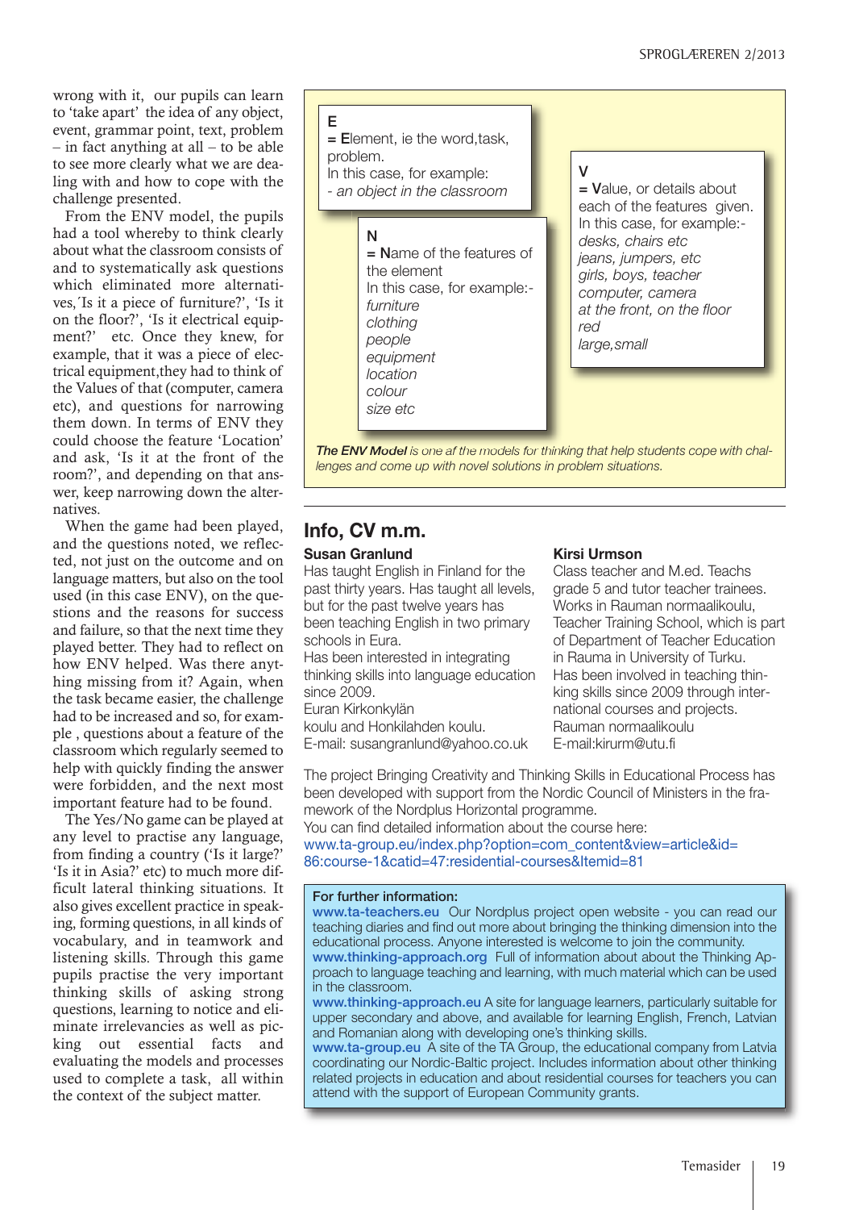wrong with it, our pupils can learn to 'take apart' the idea of any object, event, grammar point, text, problem – in fact anything at all – to be able to see more clearly what we are dealing with and how to cope with the challenge presented.

From the ENV model, the pupils had a tool whereby to think clearly about what the classroom consists of and to systematically ask questions which eliminated more alternatives,'Is it a piece of furniture?', 'Is it on the floor?', 'Is it electrical equipment?' etc. Once they knew, for example, that it was a piece of electrical equipment,they had to think of the Values of that (computer, camera etc), and questions for narrowing them down. In terms of ENV they could choose the feature 'Location' and ask, 'Is it at the front of the room?', and depending on that answer, keep narrowing down the alternatives.

When the game had been played, and the questions noted, we reflected, not just on the outcome and on language matters, but also on the tool used (in this case ENV), on the questions and the reasons for success and failure, so that the next time they played better. They had to reflect on how ENV helped. Was there anything missing from it? Again, when the task became easier, the challenge had to be increased and so, for example , questions about a feature of the classroom which regularly seemed to help with quickly finding the answer were forbidden, and the next most important feature had to be found.

The Yes/No game can be played at any level to practise any language, from finding a country ('Is it large?' 'Is it in Asia?' etc) to much more difficult lateral thinking situations. It also gives excellent practice in speaking, forming questions, in all kinds of vocabulary, and in teamwork and listening skills. Through this game pupils practise the very important thinking skills of asking strong questions, learning to notice and eliminate irrelevancies as well as picking out essential facts and evaluating the models and processes used to complete a task, all within the context of the subject matter.

**E**
= **E**lement, ie the word,task, problem.
In this case, for example:
*- an object in the classroom*

**N**
= **N**ame of the features of the element
In this case, for example:-
*furniture*
*clothing*
*people*
*equipment*
*location*
*colour*
*size etc*

**V**
= **V**alue, or details about each of the features given.
In this case, for example:-
*desks, chairs etc*
*jeans, jumpers, etc*
*girls, boys, teacher*
*computer, camera*
*at the front, on the floor*
*red*
*large,small*

***The ENV Model** is one af the models for thinking that help students cope with challenges and come up with novel solutions in problem situations.*

## Info, CV m.m.

**Susan Granlund**
Has taught English in Finland for the past thirty years. Has taught all levels, but for the past twelve years has been teaching English in two primary schools in Eura.
Has been interested in integrating thinking skills into language education since 2009.
Euran Kirkonkylän
koulu and Honkilahden koulu.
E-mail: susangranlund@yahoo.co.uk

**Kirsi Urmson**
Class teacher and M.ed. Teachs grade 5 and tutor teacher trainees. Works in Rauman normaalikoulu, Teacher Training School, which is part of Department of Teacher Education in Rauma in University of Turku.
Has been involved in teaching thinking skills since 2009 through international courses and projects.
Rauman normaalikoulu
E-mail:kirurm@utu.fi

The project Bringing Creativity and Thinking Skills in Educational Process has been developed with support from the Nordic Council of Ministers in the framework of the Nordplus Horizontal programme.
You can find detailed information about the course here:
www.ta-group.eu/index.php?option=com_content&view=article&id=86:course-1&catid=47:residential-courses&Itemid=81

**For further information:**
**www.ta-teachers.eu** Our Nordplus project open website - you can read our teaching diaries and find out more about bringing the thinking dimension into the educational process. Anyone interested is welcome to join the community.
**www.thinking-approach.org** Full of information about about the Thinking Approach to language teaching and learning, with much material which can be used in the classroom.
**www.thinking-approach.eu** A site for language learners, particularly suitable for upper secondary and above, and available for learning English, French, Latvian and Romanian along with developing one's thinking skills.
**www.ta-group.eu** A site of the TA Group, the educational company from Latvia coordinating our Nordic-Baltic project. Includes information about other thinking related projects in education and about residential courses for teachers you can attend with the support of European Community grants.